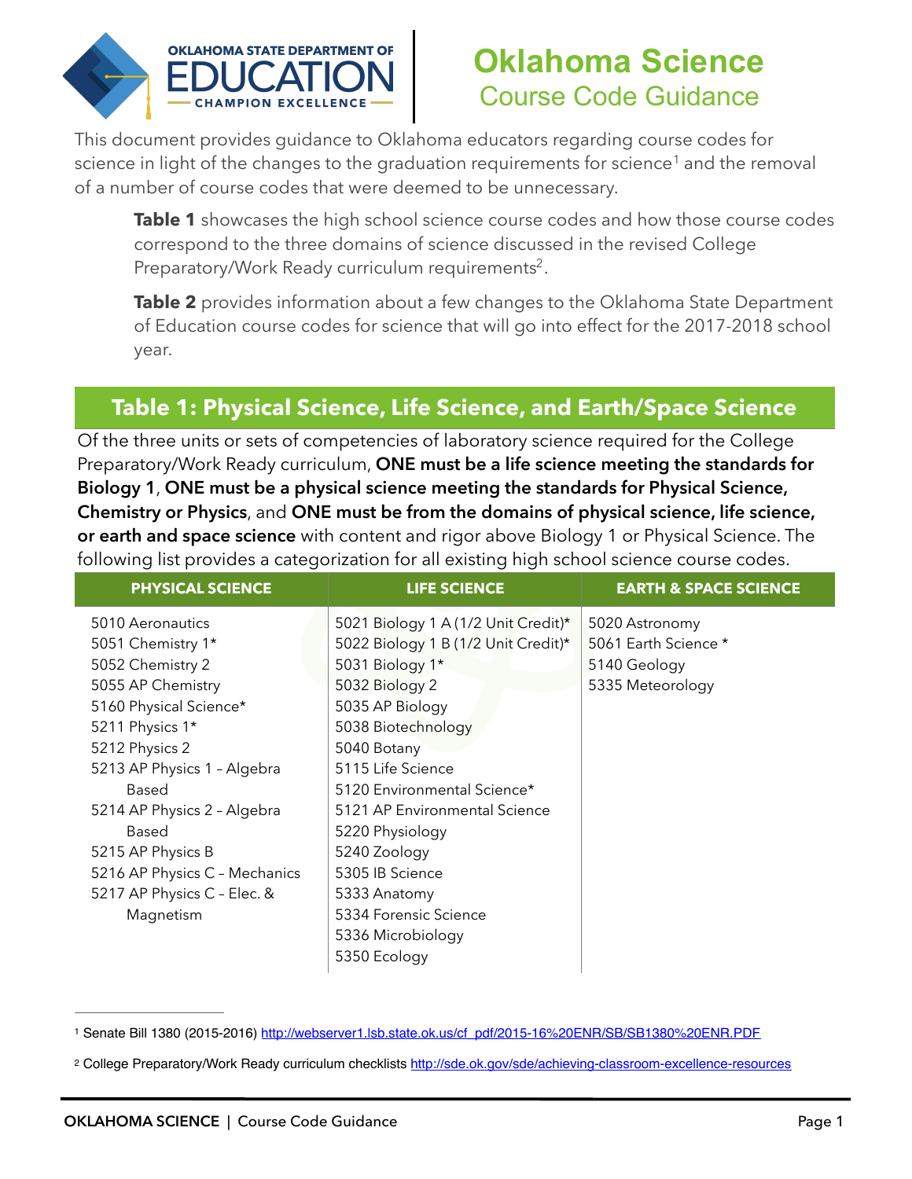# Oklahoma Science

## Course Code Guidance

This document provides guidance to Oklahoma educators regarding course codes for science in light of the changes to the graduation requirements for science[1] and the removal of a number of course codes that were deemed to be unnecessary.

> **Table 1** showcases the high school science course codes and how those course codes correspond to the three domains of science discussed in the revised College Preparatory/Work Ready curriculum requirements[2].
>
> **Table 2** provides information about a few changes to the Oklahoma State Department of Education course codes for science that will go into effect for the 2017-2018 school year.

## Table 1: Physical Science, Life Science, and Earth/Space Science

Of the three units or sets of competencies of laboratory science required for the College Preparatory/Work Ready curriculum, **ONE must be a life science meeting the standards for Biology 1**, **ONE must be a physical science meeting the standards for Physical Science, Chemistry or Physics**, and **ONE must be from the domains of physical science, life science, or earth and space science** with content and rigor above Biology 1 or Physical Science. The following list provides a categorization for all existing high school science course codes.

| PHYSICAL SCIENCE | LIFE SCIENCE | EARTH & SPACE SCIENCE |
|---|---|---|
| 5010 Aeronautics | 5021 Biology 1 A (1/2 Unit Credit)* | 5020 Astronomy |
| 5051 Chemistry 1* | 5022 Biology 1 B (1/2 Unit Credit)* | 5061 Earth Science * |
| 5052 Chemistry 2 | 5031 Biology 1* | 5140 Geology |
| 5055 AP Chemistry | 5032 Biology 2 | 5335 Meteorology |
| 5160 Physical Science* | 5035 AP Biology | |
| 5211 Physics 1* | 5038 Biotechnology | |
| 5212 Physics 2 | 5040 Botany | |
| 5213 AP Physics 1 – Algebra Based | 5115 Life Science | |
| 5214 AP Physics 2 – Algebra Based | 5120 Environmental Science* | |
| 5215 AP Physics B | 5121 AP Environmental Science | |
| 5216 AP Physics C – Mechanics | 5220 Physiology | |
| 5217 AP Physics C – Elec. & Magnetism | 5240 Zoology | |
| | 5305 IB Science | |
| | 5333 Anatomy | |
| | 5334 Forensic Science | |
| | 5336 Microbiology | |
| | 5350 Ecology | |

---

[1] Senate Bill 1380 (2015-2016) http://webserver1.lsb.state.ok.us/cf_pdf/2015-16%20ENR/SB/SB1380%20ENR.PDF

[2] College Preparatory/Work Ready curriculum checklists http://sde.ok.gov/sde/achieving-classroom-excellence-resources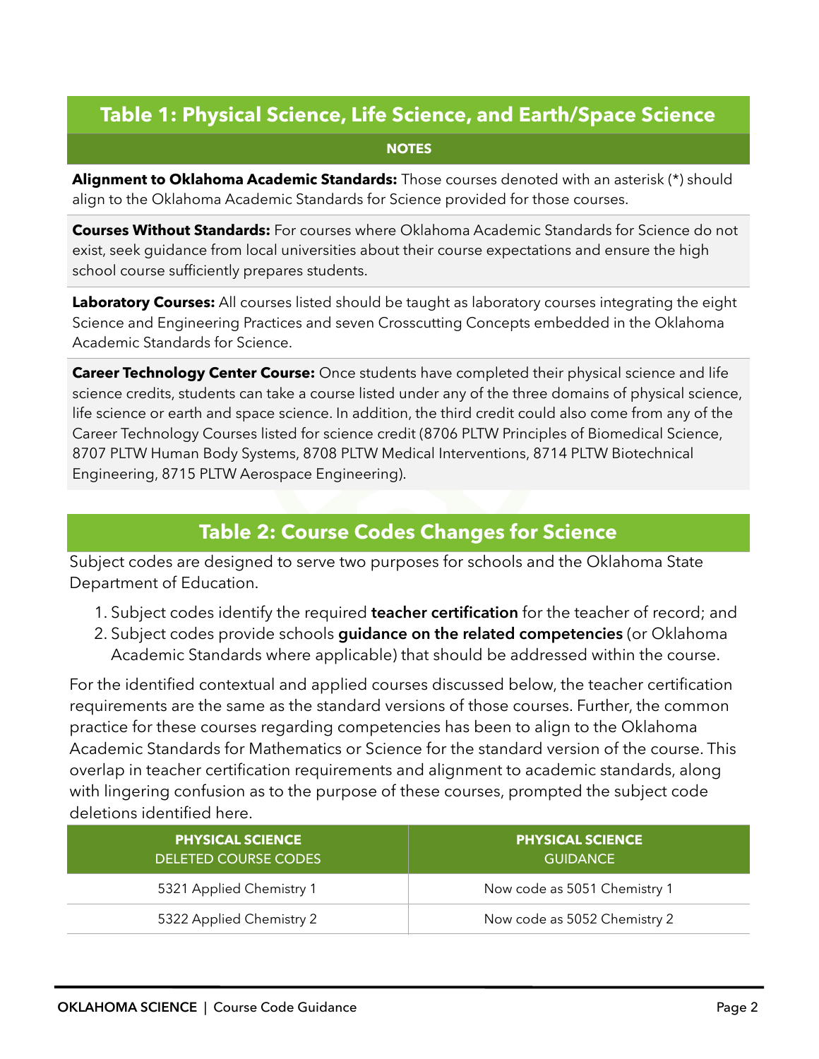## Table 1: Physical Science, Life Science, and Earth/Space Science

**NOTES**

**Alignment to Oklahoma Academic Standards:** Those courses denoted with an asterisk (*) should align to the Oklahoma Academic Standards for Science provided for those courses.

**Courses Without Standards:** For courses where Oklahoma Academic Standards for Science do not exist, seek guidance from local universities about their course expectations and ensure the high school course sufficiently prepares students.

**Laboratory Courses:** All courses listed should be taught as laboratory courses integrating the eight Science and Engineering Practices and seven Crosscutting Concepts embedded in the Oklahoma Academic Standards for Science.

**Career Technology Center Course:** Once students have completed their physical science and life science credits, students can take a course listed under any of the three domains of physical science, life science or earth and space science. In addition, the third credit could also come from any of the Career Technology Courses listed for science credit (8706 PLTW Principles of Biomedical Science, 8707 PLTW Human Body Systems, 8708 PLTW Medical Interventions, 8714 PLTW Biotechnical Engineering, 8715 PLTW Aerospace Engineering).

## Table 2: Course Codes Changes for Science

Subject codes are designed to serve two purposes for schools and the Oklahoma State Department of Education.

1. Subject codes identify the required **teacher certification** for the teacher of record; and
2. Subject codes provide schools **guidance on the related competencies** (or Oklahoma Academic Standards where applicable) that should be addressed within the course.

For the identified contextual and applied courses discussed below, the teacher certification requirements are the same as the standard versions of those courses. Further, the common practice for these courses regarding competencies has been to align to the Oklahoma Academic Standards for Mathematics or Science for the standard version of the course. This overlap in teacher certification requirements and alignment to academic standards, along with lingering confusion as to the purpose of these courses, prompted the subject code deletions identified here.

| **PHYSICAL SCIENCE** DELETED COURSE CODES | **PHYSICAL SCIENCE** GUIDANCE |
|---|---|
| 5321 Applied Chemistry 1 | Now code as 5051 Chemistry 1 |
| 5322 Applied Chemistry 2 | Now code as 5052 Chemistry 2 |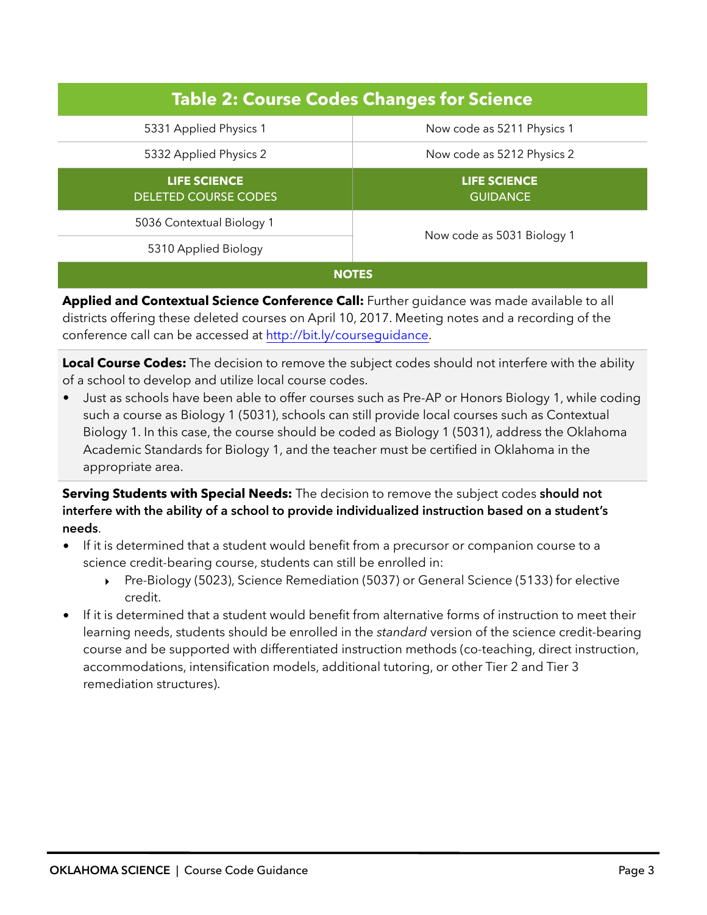## Table 2: Course Codes Changes for Science

| | |
|---|---|
| 5331 Applied Physics 1 | Now code as 5211 Physics 1 |
| 5332 Applied Physics 2 | Now code as 5212 Physics 2 |
| **LIFE SCIENCE** DELETED COURSE CODES | **LIFE SCIENCE** GUIDANCE |
| 5036 Contextual Biology 1 | Now code as 5031 Biology 1 |
| 5310 Applied Biology | |

**NOTES**

**Applied and Contextual Science Conference Call:** Further guidance was made available to all districts offering these deleted courses on April 10, 2017. Meeting notes and a recording of the conference call can be accessed at http://bit.ly/courseguidance.

**Local Course Codes:** The decision to remove the subject codes should not interfere with the ability of a school to develop and utilize local course codes.

- Just as schools have been able to offer courses such as Pre-AP or Honors Biology 1, while coding such a course as Biology 1 (5031), schools can still provide local courses such as Contextual Biology 1. In this case, the course should be coded as Biology 1 (5031), address the Oklahoma Academic Standards for Biology 1, and the teacher must be certified in Oklahoma in the appropriate area.

**Serving Students with Special Needs:** The decision to remove the subject codes **should not interfere with the ability of a school to provide individualized instruction based on a student's needs**.

- If it is determined that a student would benefit from a precursor or companion course to a science credit-bearing course, students can still be enrolled in:
  - Pre-Biology (5023), Science Remediation (5037) or General Science (5133) for elective credit.
- If it is determined that a student would benefit from alternative forms of instruction to meet their learning needs, students should be enrolled in the *standard* version of the science credit-bearing course and be supported with differentiated instruction methods (co-teaching, direct instruction, accommodations, intensification models, additional tutoring, or other Tier 2 and Tier 3 remediation structures).